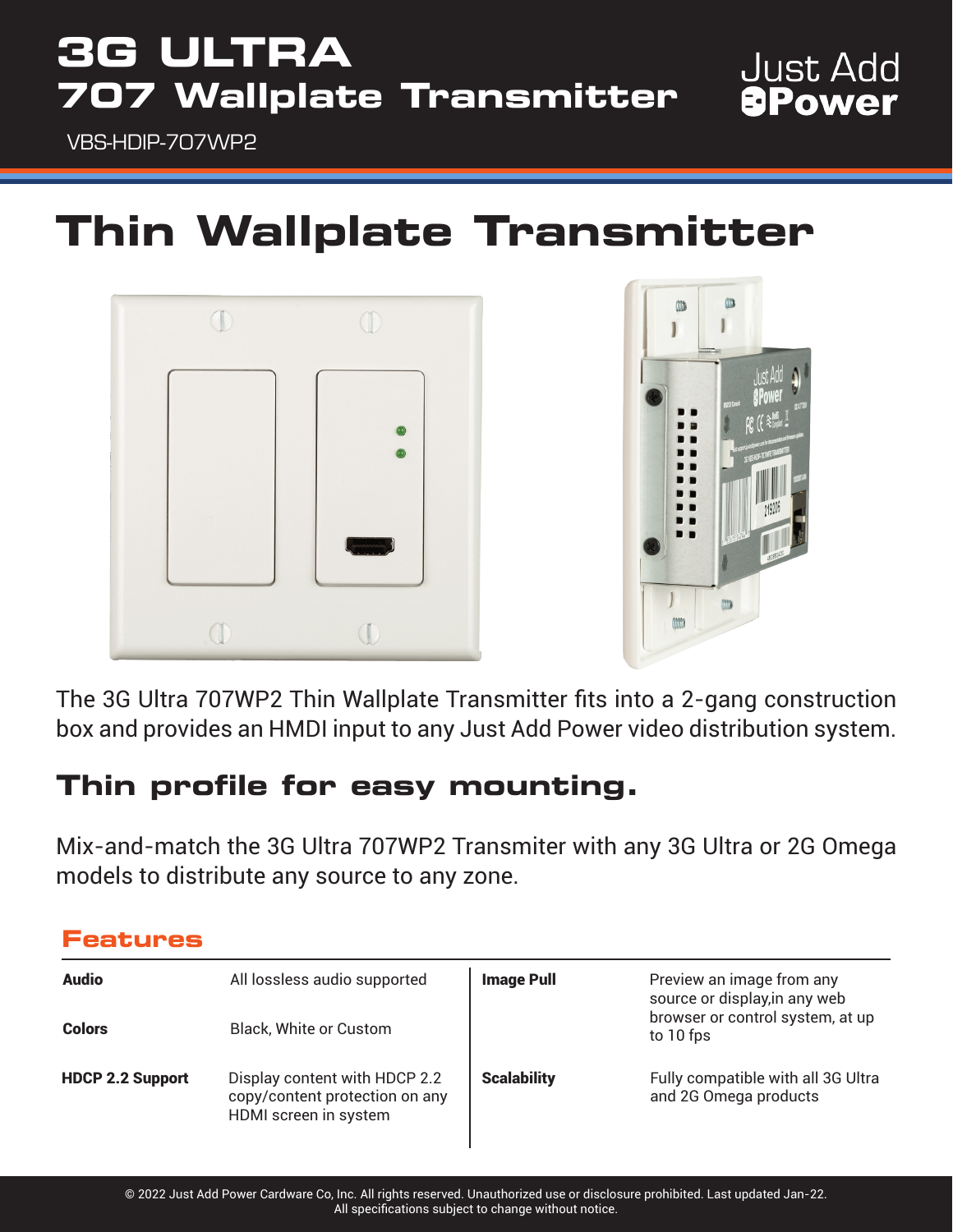# 3G ULTRA
## 707 Wallplate Transmitter

Just Add Power

VBS-HDIP-707WP2

# Thin Wallplate Transmitter

The 3G Ultra 707WP2 Thin Wallplate Transmitter fits into a 2-gang construction box and provides an HMDI input to any Just Add Power video distribution system.

## Thin profile for easy mounting.

Mix-and-match the 3G Ultra 707WP2 Transmiter with any 3G Ultra or 2G Omega models to distribute any source to any zone.

### Features

| | | | |
|---|---|---|---|
| **Audio** | All lossless audio supported | **Image Pull** | Preview an image from any source or display,in any web browser or control system, at up to 10 fps |
| **Colors** | Black, White or Custom | | |
| **HDCP 2.2 Support** | Display content with HDCP 2.2 copy/content protection on any HDMI screen in system | **Scalability** | Fully compatible with all 3G Ultra and 2G Omega products |

© 2022 Just Add Power Cardware Co, Inc. All rights reserved. Unauthorized use or disclosure prohibited. Last updated Jan-22.
All specifications subject to change without notice.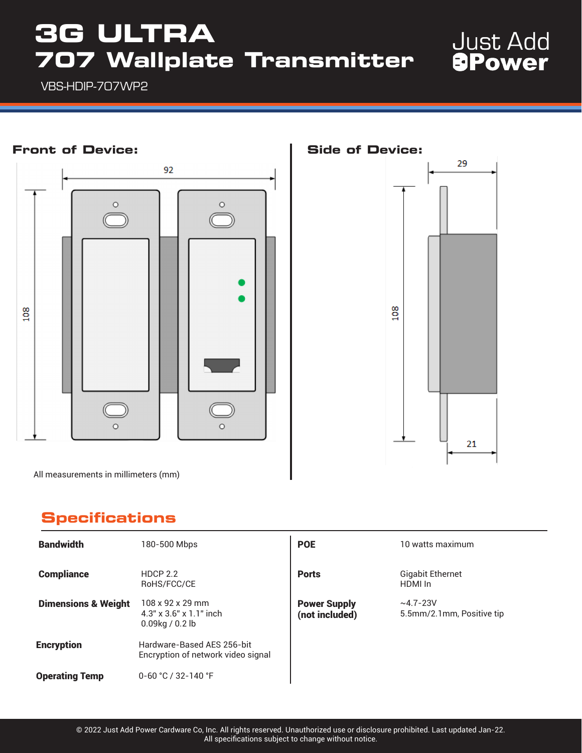# 3G ULTRA
# 707 Wallplate Transmitter

VBS-HDIP-707WP2

Just Add Power

## Front of Device:

92

108

All measurements in millimeters (mm)

## Side of Device:

29

108

21

## Specifications

| | |
|---|---|
| **Bandwidth** | 180-500 Mbps |
| **Compliance** | HDCP 2.2<br>RoHS/FCC/CE |
| **Dimensions & Weight** | 108 x 92 x 29 mm<br>4.3" x 3.6" x 1.1" inch<br>0.09kg / 0.2 lb |
| **Encryption** | Hardware-Based AES 256-bit<br>Encryption of network video signal |
| **Operating Temp** | 0-60 °C / 32-140 °F |
| **POE** | 10 watts maximum |
| **Ports** | Gigabit Ethernet<br>HDMI In |
| **Power Supply (not included)** | ~4.7-23V<br>5.5mm/2.1mm, Positive tip |

© 2022 Just Add Power Cardware Co, Inc. All rights reserved. Unauthorized use or disclosure prohibited. Last updated Jan-22.
All specifications subject to change without notice.